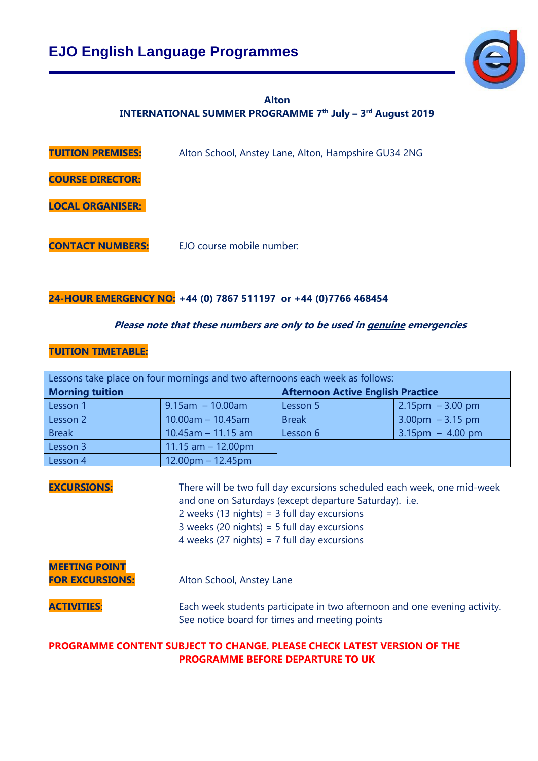# EJO English Language Programmes

**Alton**
**INTERNATIONAL SUMMER PROGRAMME 7th July – 3rd August 2019**

**TUITION PREMISES:** Alton School, Anstey Lane, Alton, Hampshire GU34 2NG

**COURSE DIRECTOR:**

**LOCAL ORGANISER:**

**CONTACT NUMBERS:** EJO course mobile number:

**24-HOUR EMERGENCY NO:** **+44 (0) 7867 511197 or +44 (0)7766 468454**

***Please note that these numbers are only to be used in genuine emergencies***

**TUITION TIMETABLE:**

| Lessons take place on four mornings and two afternoons each week as follows: | | | |
|---|---|---|---|
| **Morning tuition** | | **Afternoon Active English Practice** | |
| Lesson 1 | 9.15am – 10.00am | Lesson 5 | 2.15pm – 3.00 pm |
| Lesson 2 | 10.00am – 10.45am | Break | 3.00pm – 3.15 pm |
| Break | 10.45am – 11.15 am | Lesson 6 | 3.15pm – 4.00 pm |
| Lesson 3 | 11.15 am – 12.00pm | | |
| Lesson 4 | 12.00pm – 12.45pm | | |

**EXCURSIONS:** There will be two full day excursions scheduled each week, one mid-week and one on Saturdays (except departure Saturday). i.e.
2 weeks (13 nights) = 3 full day excursions
3 weeks (20 nights) = 5 full day excursions
4 weeks (27 nights) = 7 full day excursions

**MEETING POINT FOR EXCURSIONS:** Alton School, Anstey Lane

**ACTIVITIES:** Each week students participate in two afternoon and one evening activity. See notice board for times and meeting points

**PROGRAMME CONTENT SUBJECT TO CHANGE. PLEASE CHECK LATEST VERSION OF THE PROGRAMME BEFORE DEPARTURE TO UK**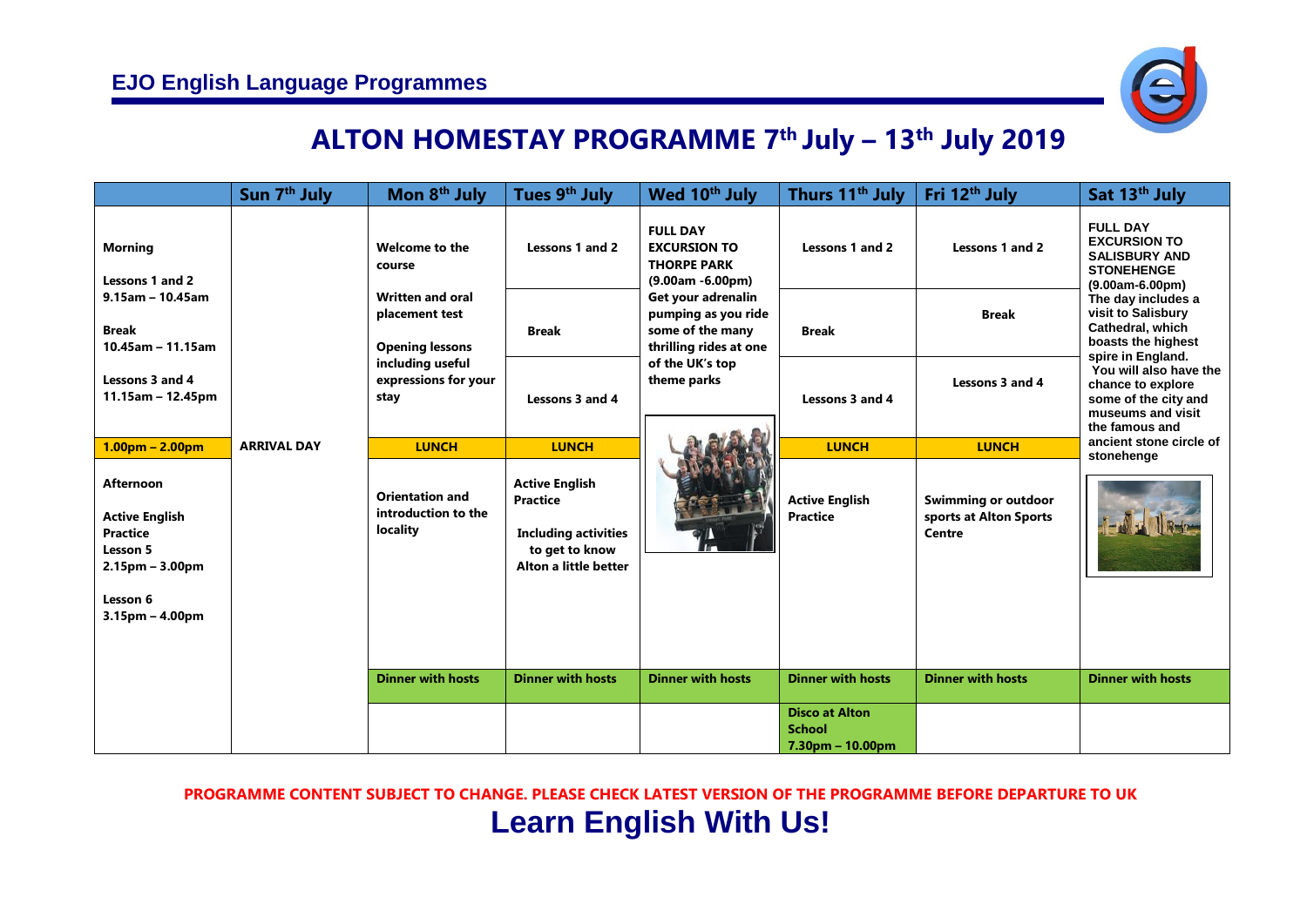## EJO English Language Programmes

# ALTON HOMESTAY PROGRAMME 7th July – 13th July 2019

| | Sun 7th July | Mon 8th July | Tues 9th July | Wed 10th July | Thurs 11th July | Fri 12th July | Sat 13th July |
|---|---|---|---|---|---|---|---|
| **Morning**<br><br>**Lessons 1 and 2**<br>**9.15am – 10.45am**<br><br>**Break**<br>**10.45am – 11.15am**<br><br>**Lessons 3 and 4**<br>**11.15am – 12.45pm** | | **Welcome to the course**<br><br>**Written and oral placement test**<br><br>**Opening lessons including useful expressions for your stay** | **Lessons 1 and 2**<br><br>**Break**<br><br>**Lessons 3 and 4** | **FULL DAY EXCURSION TO THORPE PARK (9.00am -6.00pm)**<br>**Get your adrenalin pumping as you ride some of the many thrilling rides at one of the UK's top theme parks** | **Lessons 1 and 2**<br><br>**Break**<br><br>**Lessons 3 and 4** | **Lessons 1 and 2**<br><br>**Break**<br><br>**Lessons 3 and 4** | **FULL DAY EXCURSION TO SALISBURY AND STONEHENGE (9.00am-6.00pm)**<br>**The day includes a visit to Salisbury Cathedral, which boasts the highest spire in England. You will also have the chance to explore some of the city and museums and visit the famous and ancient stone circle of stonehenge** |
| **1.00pm – 2.00pm** | **ARRIVAL DAY** | **LUNCH** | **LUNCH** | | **LUNCH** | **LUNCH** | |
| **Afternoon**<br><br>**Active English Practice**<br>**Lesson 5**<br>**2.15pm – 3.00pm**<br><br>**Lesson 6**<br>**3.15pm – 4.00pm** | | **Orientation and introduction to the locality** | **Active English Practice**<br><br>**Including activities to get to know Alton a little better** | | **Active English Practice** | **Swimming or outdoor sports at Alton Sports Centre** | |
| | | **Dinner with hosts** | **Dinner with hosts** | **Dinner with hosts** | **Dinner with hosts** | **Dinner with hosts** | **Dinner with hosts** |
| | | | | | **Disco at Alton School**<br>**7.30pm – 10.00pm** | | |

**PROGRAMME CONTENT SUBJECT TO CHANGE. PLEASE CHECK LATEST VERSION OF THE PROGRAMME BEFORE DEPARTURE TO UK**

**Learn English With Us!**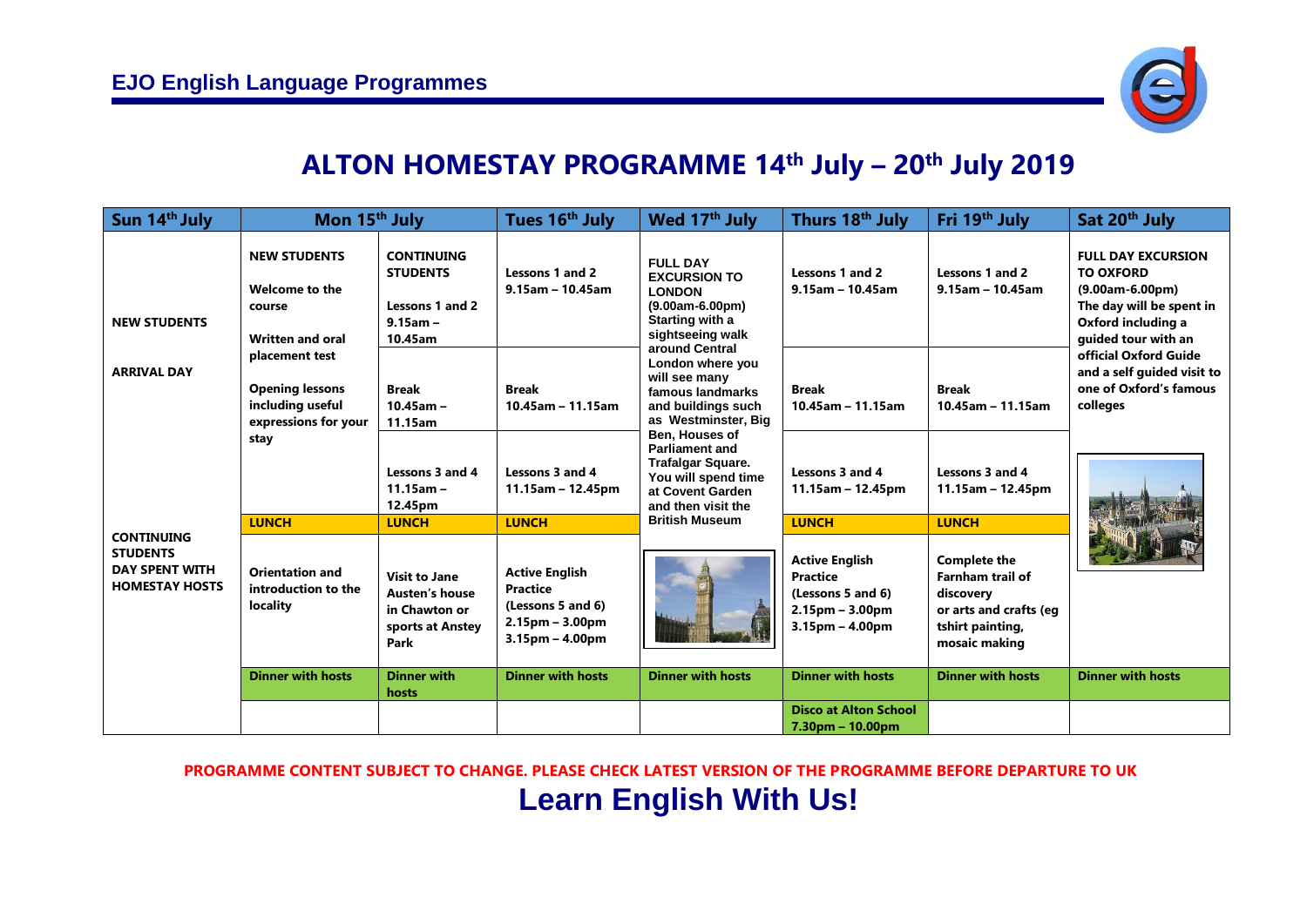**EJO English Language Programmes**

# ALTON HOMESTAY PROGRAMME 14th July – 20th July 2019

| Sun 14th July | Mon 15th July | | Tues 16th July | Wed 17th July | Thurs 18th July | Fri 19th July | Sat 20th July |
|---|---|---|---|---|---|---|---|
| **NEW STUDENTS** **ARRIVAL DAY** | **NEW STUDENTS** **Welcome to the course** **Written and oral placement test** **Opening lessons including useful expressions for your stay** | **CONTINUING STUDENTS** **Lessons 1 and 2 9.15am – 10.45am** | **Lessons 1 and 2 9.15am – 10.45am** | **FULL DAY EXCURSION TO LONDON (9.00am-6.00pm) Starting with a sightseeing walk around Central London where you will see many famous landmarks and buildings such as Westminster, Big Ben, Houses of Parliament and Trafalgar Square. You will spend time at Covent Garden and then visit the British Museum** | **Lessons 1 and 2 9.15am – 10.45am** | **Lessons 1 and 2 9.15am – 10.45am** | **FULL DAY EXCURSION TO OXFORD (9.00am-6.00pm) The day will be spent in Oxford including a guided tour with an official Oxford Guide and a self guided visit to one of Oxford's famous colleges** |
| | | **Break 10.45am – 11.15am** | **Break 10.45am – 11.15am** | | **Break 10.45am – 11.15am** | **Break 10.45am – 11.15am** | |
| | | **Lessons 3 and 4 11.15am – 12.45pm** | **Lessons 3 and 4 11.15am – 12.45pm** | | **Lessons 3 and 4 11.15am – 12.45pm** | **Lessons 3 and 4 11.15am – 12.45pm** | |
| | **LUNCH** | **LUNCH** | **LUNCH** | | **LUNCH** | **LUNCH** | |
| **CONTINUING STUDENTS DAY SPENT WITH HOMESTAY HOSTS** | **Orientation and introduction to the locality** | **Visit to Jane Austen's house in Chawton or sports at Anstey Park** | **Active English Practice (Lessons 5 and 6) 2.15pm – 3.00pm 3.15pm – 4.00pm** | | **Active English Practice (Lessons 5 and 6) 2.15pm – 3.00pm 3.15pm – 4.00pm** | **Complete the Farnham trail of discovery or arts and crafts (eg tshirt painting, mosaic making** | |
| | **Dinner with hosts** | **Dinner with hosts** | **Dinner with hosts** | **Dinner with hosts** | **Dinner with hosts** | **Dinner with hosts** | **Dinner with hosts** |
| | | | | | **Disco at Alton School 7.30pm – 10.00pm** | | |

**PROGRAMME CONTENT SUBJECT TO CHANGE. PLEASE CHECK LATEST VERSION OF THE PROGRAMME BEFORE DEPARTURE TO UK**

**Learn English With Us!**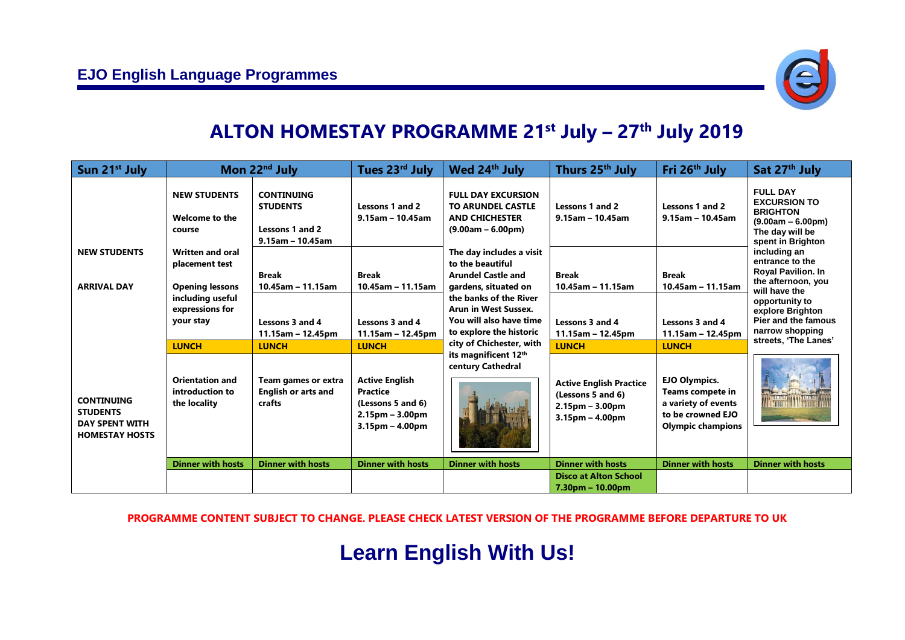## EJO English Language Programmes

# ALTON HOMESTAY PROGRAMME 21st July – 27th July 2019

| Sun 21st July | Mon 22nd July | | Tues 23rd July | Wed 24th July | Thurs 25th July | Fri 26th July | Sat 27th July |
|---|---|---|---|---|---|---|---|
| **NEW STUDENTS**<br><br>**ARRIVAL DAY** | **NEW STUDENTS**<br><br>**Welcome to the course**<br><br>**Written and oral placement test**<br><br>**Opening lessons including useful expressions for your stay** | **CONTINUING STUDENTS**<br><br>**Lessons 1 and 2**<br>**9.15am – 10.45am** | **Lessons 1 and 2**<br>**9.15am – 10.45am** | **FULL DAY EXCURSION TO ARUNDEL CASTLE AND CHICHESTER**<br>**(9.00am – 6.00pm)**<br><br>**The day includes a visit to the beautiful Arundel Castle and gardens, situated on the banks of the River Arun in West Sussex. You will also have time to explore the historic city of Chichester, with its magnificent 12th century Cathedral** | **Lessons 1 and 2**<br>**9.15am – 10.45am** | **Lessons 1 and 2**<br>**9.15am – 10.45am** | **FULL DAY EXCURSION TO BRIGHTON**<br>**(9.00am – 6.00pm)**<br>**The day will be spent in Brighton including an entrance to the Royal Pavilion. In the afternoon, you will have the opportunity to explore Brighton Pier and the famous narrow shopping streets, 'The Lanes'** |
| | | **Break**<br>**10.45am – 11.15am** | **Break**<br>**10.45am – 11.15am** | | **Break**<br>**10.45am – 11.15am** | **Break**<br>**10.45am – 11.15am** | |
| | | **Lessons 3 and 4**<br>**11.15am – 12.45pm** | **Lessons 3 and 4**<br>**11.15am – 12.45pm** | | **Lessons 3 and 4**<br>**11.15am – 12.45pm** | **Lessons 3 and 4**<br>**11.15am – 12.45pm** | |
| | **LUNCH** | **LUNCH** | **LUNCH** | | **LUNCH** | **LUNCH** | |
| **CONTINUING STUDENTS DAY SPENT WITH HOMESTAY HOSTS** | **Orientation and introduction to the locality** | **Team games or extra English or arts and crafts** | **Active English Practice**<br>**(Lessons 5 and 6)**<br>**2.15pm – 3.00pm**<br>**3.15pm – 4.00pm** | | **Active English Practice**<br>**(Lessons 5 and 6)**<br>**2.15pm – 3.00pm**<br>**3.15pm – 4.00pm** | **EJO Olympics. Teams compete in a variety of events to be crowned EJO Olympic champions** | |
| | **Dinner with hosts** | **Dinner with hosts** | **Dinner with hosts** | **Dinner with hosts** | **Dinner with hosts** | **Dinner with hosts** | **Dinner with hosts** |
| | | | | | **Disco at Alton School**<br>**7.30pm – 10.00pm** | | |

**PROGRAMME CONTENT SUBJECT TO CHANGE. PLEASE CHECK LATEST VERSION OF THE PROGRAMME BEFORE DEPARTURE TO UK**

## Learn English With Us!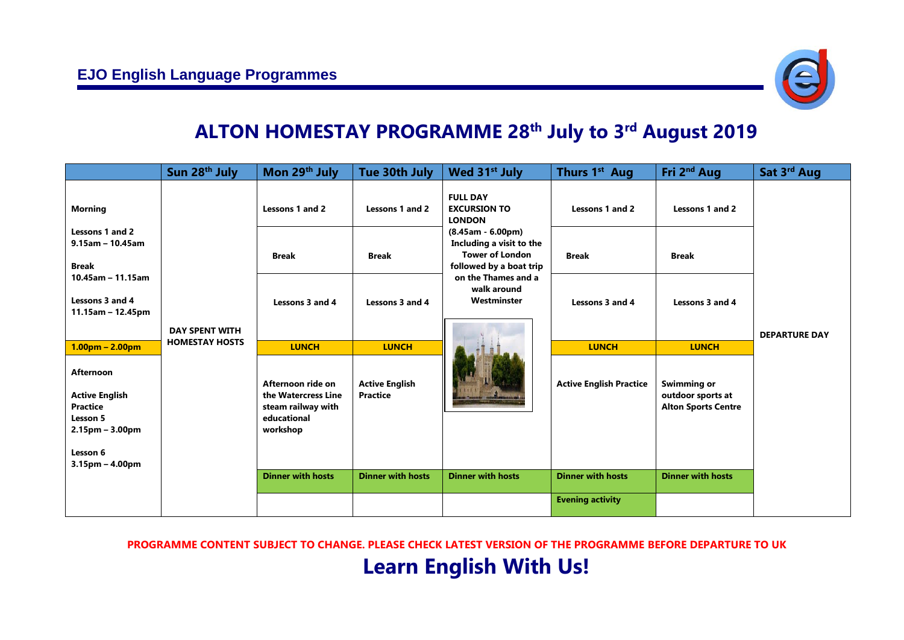## EJO English Language Programmes

# ALTON HOMESTAY PROGRAMME 28th July to 3rd August 2019

| | Sun 28th July | Mon 29th July | Tue 30th July | Wed 31st July | Thurs 1st Aug | Fri 2nd Aug | Sat 3rd Aug |
|---|---|---|---|---|---|---|---|
| **Morning**<br><br>**Lessons 1 and 2**<br>**9.15am – 10.45am**<br><br>**Break**<br>**10.45am – 11.15am**<br><br>**Lessons 3 and 4**<br>**11.15am – 12.45pm** | **DAY SPENT WITH HOMESTAY HOSTS** | **Lessons 1 and 2**<br><br>**Break**<br><br>**Lessons 3 and 4** | **Lessons 1 and 2**<br><br>**Break**<br><br>**Lessons 3 and 4** | **FULL DAY EXCURSION TO LONDON**<br>**(8.45am - 6.00pm)**<br>**Including a visit to the Tower of London followed by a boat trip on the Thames and a walk around Westminster** | **Lessons 1 and 2**<br><br>**Break**<br><br>**Lessons 3 and 4** | **Lessons 1 and 2**<br><br>**Break**<br><br>**Lessons 3 and 4** | **DEPARTURE DAY** |
| **1.00pm – 2.00pm** | | **LUNCH** | **LUNCH** | | **LUNCH** | **LUNCH** | |
| **Afternoon**<br><br>**Active English Practice**<br>**Lesson 5**<br>**2.15pm – 3.00pm**<br><br>**Lesson 6**<br>**3.15pm – 4.00pm** | | **Afternoon ride on the Watercress Line steam railway with educational workshop** | **Active English Practice** | | **Active English Practice** | **Swimming or outdoor sports at Alton Sports Centre** | |
| | | **Dinner with hosts** | **Dinner with hosts** | **Dinner with hosts** | **Dinner with hosts** | **Dinner with hosts** | |
| | | | | | **Evening activity** | | |

**PROGRAMME CONTENT SUBJECT TO CHANGE. PLEASE CHECK LATEST VERSION OF THE PROGRAMME BEFORE DEPARTURE TO UK**

## Learn English With Us!